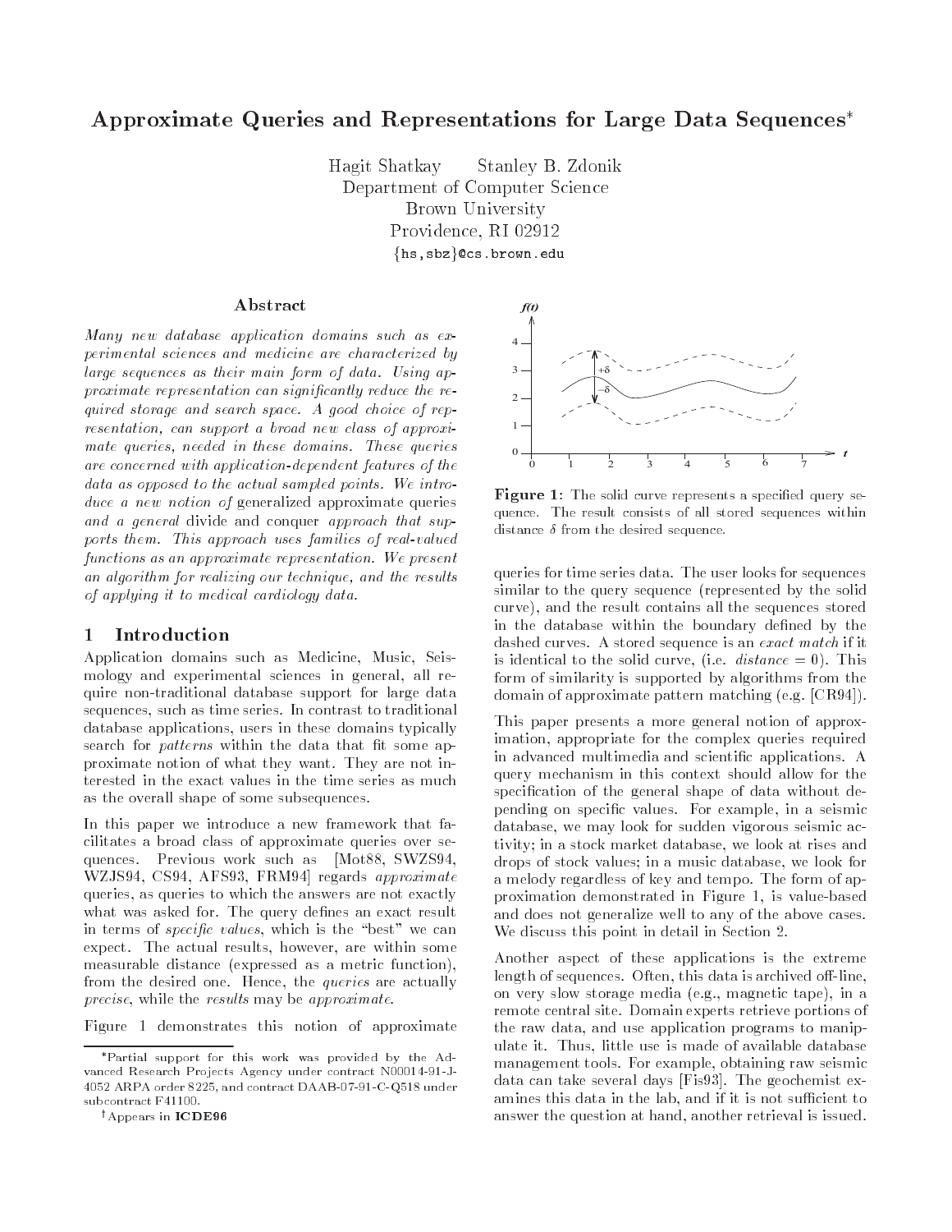# Approximate Queries and Representations for Large Data Sequences*

Hagit Shatkay Stanley B. Zdonik
Department of Computer Science
Brown University
Providence, RI 02912
{hs,sbz}@cs.brown.edu

## Abstract

*Many new database application domains such as experimental sciences and medicine are characterized by large sequences as their main form of data. Using approximate representation can significantly reduce the required storage and search space. A good choice of representation, can support a broad new class of approximate queries, needed in these domains. These queries are concerned with application-dependent features of the data as opposed to the actual sampled points. We introduce a new notion of* generalized approximate queries *and a general* divide and conquer *approach that supports them. This approach uses families of real-valued functions as an approximate representation. We present an algorithm for realizing our technique, and the results of applying it to medical cardiology data.*

## 1 Introduction

Application domains such as Medicine, Music, Seismology and experimental sciences in general, all require non-traditional database support for large data sequences, such as time series. In contrast to traditional database applications, users in these domains typically search for *patterns* within the data that fit some approximate notion of what they want. They are not interested in the exact values in the time series as much as the overall shape of some subsequences.

In this paper we introduce a new framework that facilitates a broad class of approximate queries over sequences. Previous work such as [Mot88, SWZS94, WZJS94, CS94, AFS93, FRM94] regards *approximate* queries, as queries to which the answers are not exactly what was asked for. The query defines an exact result in terms of *specific values*, which is the "best" we can expect. The actual results, however, are within some measurable distance (expressed as a metric function), from the desired one. Hence, the *queries* are actually *precise*, while the *results* may be *approximate*.

Figure 1 demonstrates this notion of approximate

**Figure 1**: The solid curve represents a specified query sequence. The result consists of all stored sequences within distance $\delta$ from the desired sequence.

queries for time series data. The user looks for sequences similar to the query sequence (represented by the solid curve), and the result contains all the sequences stored in the database within the boundary defined by the dashed curves. A stored sequence is an *exact match* if it is identical to the solid curve, (i.e. *distance* = 0). This form of similarity is supported by algorithms from the domain of approximate pattern matching (e.g. [CR94]).

This paper presents a more general notion of approximation, appropriate for the complex queries required in advanced multimedia and scientific applications. A query mechanism in this context should allow for the specification of the general shape of data without depending on specific values. For example, in a seismic database, we may look for sudden vigorous seismic activity; in a stock market database, we look at rises and drops of stock values; in a music database, we look for a melody regardless of key and tempo. The form of approximation demonstrated in Figure 1, is value-based and does not generalize well to any of the above cases. We discuss this point in detail in Section 2.

Another aspect of these applications is the extreme length of sequences. Often, this data is archived off-line, on very slow storage media (e.g., magnetic tape), in a remote central site. Domain experts retrieve portions of the raw data, and use application programs to manipulate it. Thus, little use is made of available database management tools. For example, obtaining raw seismic data can take several days [Fis93]. The geochemist examines this data in the lab, and if it is not sufficient to answer the question at hand, another retrieval is issued.

*Partial support for this work was provided by the Advanced Research Projects Agency under contract N00014-91-J-4052 ARPA order 8225, and contract DAAB-07-91-C-Q518 under subcontract F41100.

†Appears in **ICDE96**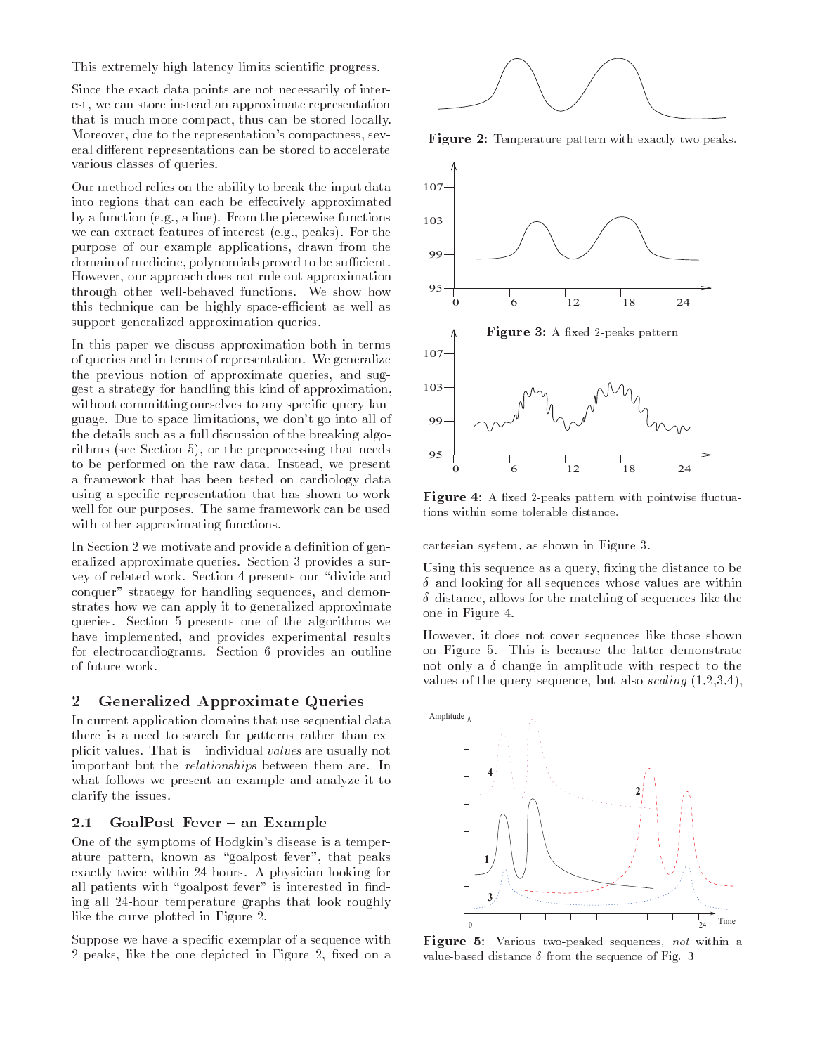This extremely high latency limits scientific progress.

Since the exact data points are not necessarily of interest, we can store instead an approximate representation that is much more compact, thus can be stored locally. Moreover, due to the representation's compactness, several different representations can be stored to accelerate various classes of queries.

Our method relies on the ability to break the input data into regions that can each be effectively approximated by a function (e.g., a line). From the piecewise functions we can extract features of interest (e.g., peaks). For the purpose of our example applications, drawn from the domain of medicine, polynomials proved to be sufficient. However, our approach does not rule out approximation through other well-behaved functions. We show how this technique can be highly space-efficient as well as support generalized approximation queries.

In this paper we discuss approximation both in terms of queries and in terms of representation. We generalize the previous notion of approximate queries, and suggest a strategy for handling this kind of approximation, without committing ourselves to any specific query language. Due to space limitations, we don't go into all of the details such as a full discussion of the breaking algorithms (see Section 5), or the preprocessing that needs to be performed on the raw data. Instead, we present a framework that has been tested on cardiology data using a specific representation that has shown to work well for our purposes. The same framework can be used with other approximating functions.

In Section 2 we motivate and provide a definition of generalized approximate queries. Section 3 provides a survey of related work. Section 4 presents our "divide and conquer" strategy for handling sequences, and demonstrates how we can apply it to generalized approximate queries. Section 5 presents one of the algorithms we have implemented, and provides experimental results for electrocardiograms. Section 6 provides an outline of future work.

## 2 Generalized Approximate Queries

In current application domains that use sequential data there is a need to search for patterns rather than explicit values. That is individual *values* are usually not important but the *relationships* between them are. In what follows we present an example and analyze it to clarify the issues.

### 2.1 GoalPost Fever – an Example

One of the symptoms of Hodgkin's disease is a temperature pattern, known as "goalpost fever", that peaks exactly twice within 24 hours. A physician looking for all patients with "goalpost fever" is interested in finding all 24-hour temperature graphs that look roughly like the curve plotted in Figure 2.

Suppose we have a specific exemplar of a sequence with 2 peaks, like the one depicted in Figure 2, fixed on a cartesian system, as shown in Figure 3.

**Figure 2**: Temperature pattern with exactly two peaks.

**Figure 3**: A fixed 2-peaks pattern

**Figure 4**: A fixed 2-peaks pattern with pointwise fluctuations within some tolerable distance.

Using this sequence as a query, fixing the distance to be $\delta$ and looking for all sequences whose values are within $\delta$ distance, allows for the matching of sequences like the one in Figure 4.

However, it does not cover sequences like those shown on Figure 5. This is because the latter demonstrate not only a $\delta$ change in amplitude with respect to the values of the query sequence, but also *scaling* (1,2,3,4),

**Figure 5**: Various two-peaked sequences, *not* within a value-based distance $\delta$ from the sequence of Fig. 3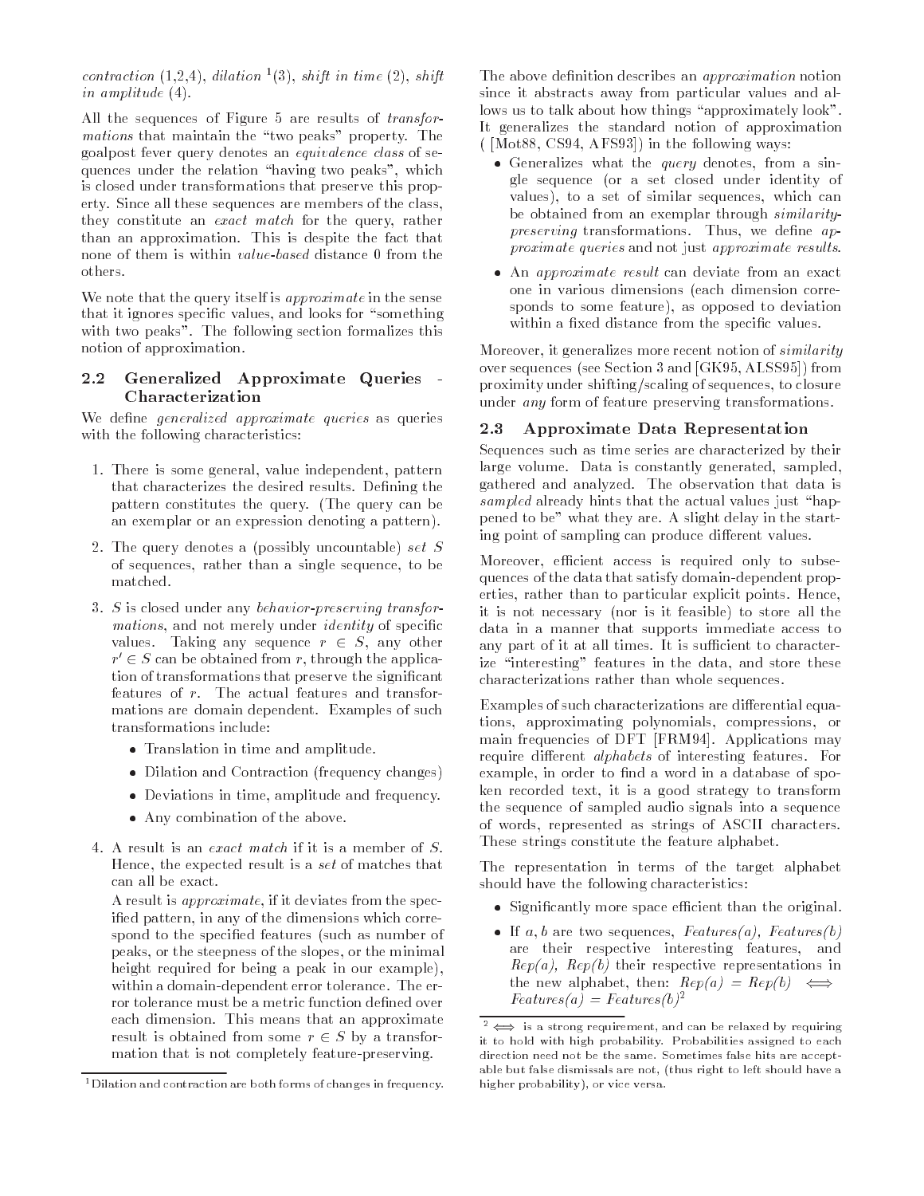*contraction* (1,2,4), *dilation* [1](3), *shift in time* (2), *shift in amplitude* (4).

All the sequences of Figure 5 are results of *transformations* that maintain the "two peaks" property. The goalpost fever query denotes an *equivalence class* of sequences under the relation "having two peaks", which is closed under transformations that preserve this property. Since all these sequences are members of the class, they constitute an *exact match* for the query, rather than an approximation. This is despite the fact that none of them is within *value-based* distance 0 from the others.

We note that the query itself is *approximate* in the sense that it ignores specific values, and looks for "something with two peaks". The following section formalizes this notion of approximation.

## 2.2 Generalized Approximate Queries - Characterization

We define *generalized approximate queries* as queries with the following characteristics:

1. There is some general, value independent, pattern that characterizes the desired results. Defining the pattern constitutes the query. (The query can be an exemplar or an expression denoting a pattern).
2. The query denotes a (possibly uncountable) *set* $S$ of sequences, rather than a single sequence, to be matched.
3. $S$ is closed under any *behavior-preserving transformations*, and not merely under *identity* of specific values. Taking any sequence $r \in S$, any other $r' \in S$ can be obtained from $r$, through the application of transformations that preserve the significant features of $r$. The actual features and transformations are domain dependent. Examples of such transformations include:
   - Translation in time and amplitude.
   - Dilation and Contraction (frequency changes)
   - Deviations in time, amplitude and frequency.
   - Any combination of the above.
4. A result is an *exact match* if it is a member of $S$. Hence, the expected result is a *set* of matches that can all be exact.

   A result is *approximate*, if it deviates from the specified pattern, in any of the dimensions which correspond to the specified features (such as number of peaks, or the steepness of the slopes, or the minimal height required for being a peak in our example), within a domain-dependent error tolerance. The error tolerance must be a metric function defined over each dimension. This means that an approximate result is obtained from some $r \in S$ by a transformation that is not completely feature-preserving.

[1] Dilation and contraction are both forms of changes in frequency.

The above definition describes an *approximation* notion since it abstracts away from particular values and allows us to talk about how things "approximately look". It generalizes the standard notion of approximation ( [Mot88, CS94, AFS93]) in the following ways:

- Generalizes what the *query* denotes, from a single sequence (or a set closed under identity of values), to a set of similar sequences, which can be obtained from an exemplar through *similarity-preserving* transformations. Thus, we define *approximate queries* and not just *approximate results*.
- An *approximate result* can deviate from an exact one in various dimensions (each dimension corresponds to some feature), as opposed to deviation within a fixed distance from the specific values.

Moreover, it generalizes more recent notion of *similarity* over sequences (see Section 3 and [GK95, ALSS95]) from proximity under shifting/scaling of sequences, to closure under *any* form of feature preserving transformations.

## 2.3 Approximate Data Representation

Sequences such as time series are characterized by their large volume. Data is constantly generated, sampled, gathered and analyzed. The observation that data is *sampled* already hints that the actual values just "happened to be" what they are. A slight delay in the starting point of sampling can produce different values.

Moreover, efficient access is required only to subsequences of the data that satisfy domain-dependent properties, rather than to particular explicit points. Hence, it is not necessary (nor is it feasible) to store all the data in a manner that supports immediate access to any part of it at all times. It is sufficient to characterize "interesting" features in the data, and store these characterizations rather than whole sequences.

Examples of such characterizations are differential equations, approximating polynomials, compressions, or main frequencies of DFT [FRM94]. Applications may require different *alphabets* of interesting features. For example, in order to find a word in a database of spoken recorded text, it is a good strategy to transform the sequence of sampled audio signals into a sequence of words, represented as strings of ASCII characters. These strings constitute the feature alphabet.

The representation in terms of the target alphabet should have the following characteristics:

- Significantly more space efficient than the original.
- If $a, b$ are two sequences, *Features(a)*, *Features(b)* are their respective interesting features, and *Rep(a)*, *Rep(b)* their respective representations in the new alphabet, then: $Rep(a) = Rep(b) \iff Features(a) = Features(b)$[2]

[2] $\iff$ is a strong requirement, and can be relaxed by requiring it to hold with high probability. Probabilities assigned to each direction need not be the same. Sometimes false hits are acceptable but false dismissals are not, (thus right to left should have a higher probability), or vice versa.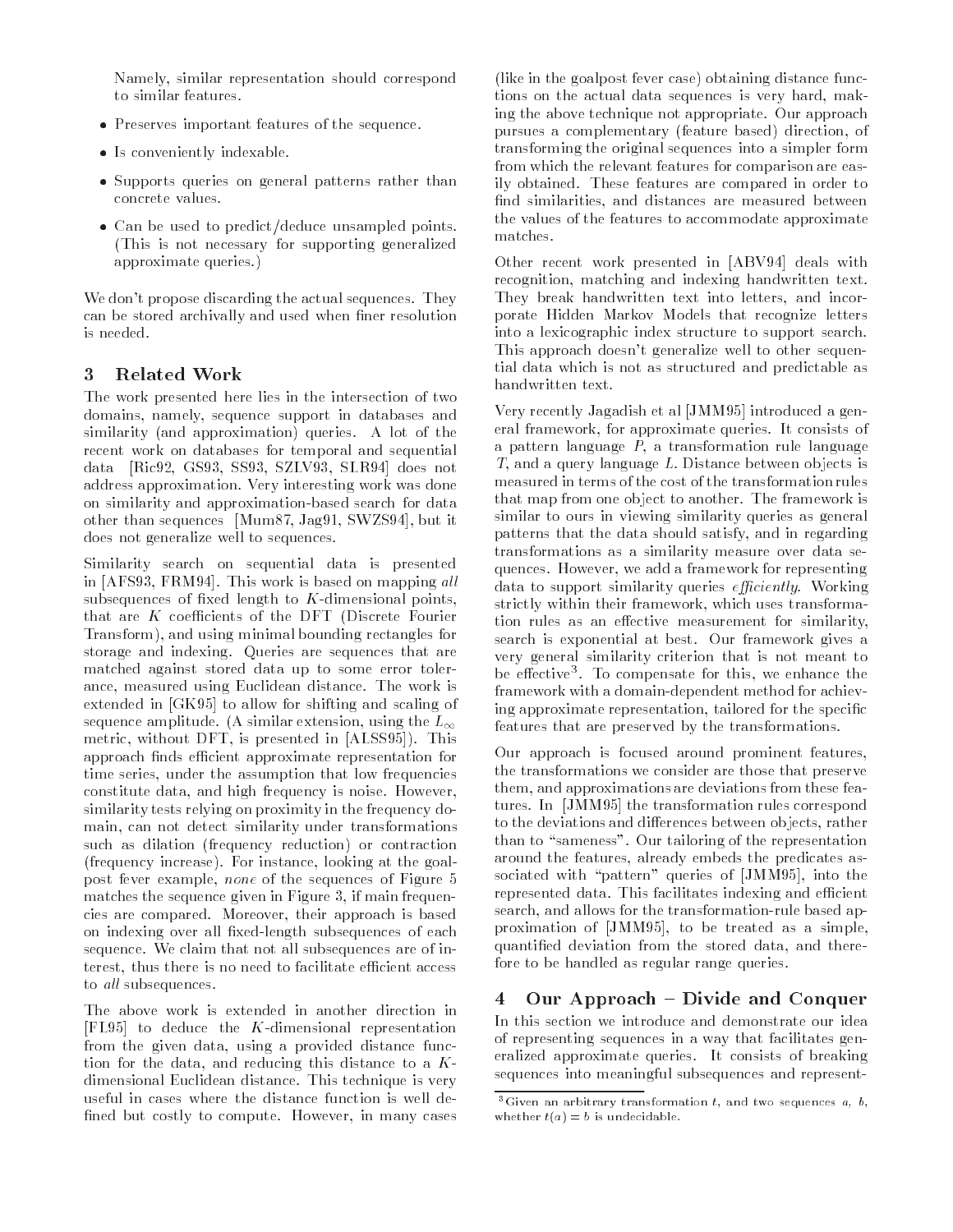Namely, similar representation should correspond to similar features.

- Preserves important features of the sequence.
- Is conveniently indexable.
- Supports queries on general patterns rather than concrete values.
- Can be used to predict/deduce unsampled points. (This is not necessary for supporting generalized approximate queries.)

We don't propose discarding the actual sequences. They can be stored archivally and used when finer resolution is needed.

## 3 Related Work

The work presented here lies in the intersection of two domains, namely, sequence support in databases and similarity (and approximation) queries. A lot of the recent work on databases for temporal and sequential data [Ric92, GS93, SS93, SZLV93, SLR94] does not address approximation. Very interesting work was done on similarity and approximation-based search for data other than sequences [Mum87, Jag91, SWZS94], but it does not generalize well to sequences.

Similarity search on sequential data is presented in [AFS93, FRM94]. This work is based on mapping *all* subsequences of fixed length to $K$-dimensional points, that are $K$ coefficients of the DFT (Discrete Fourier Transform), and using minimal bounding rectangles for storage and indexing. Queries are sequences that are matched against stored data up to some error tolerance, measured using Euclidean distance. The work is extended in [GK95] to allow for shifting and scaling of sequence amplitude. (A similar extension, using the $L_\infty$ metric, without DFT, is presented in [ALSS95]). This approach finds efficient approximate representation for time series, under the assumption that low frequencies constitute data, and high frequency is noise. However, similarity tests relying on proximity in the frequency domain, can not detect similarity under transformations such as dilation (frequency reduction) or contraction (frequency increase). For instance, looking at the goalpost fever example, *none* of the sequences of Figure 5 matches the sequence given in Figure 3, if main frequencies are compared. Moreover, their approach is based on indexing over all fixed-length subsequences of each sequence. We claim that not all subsequences are of interest, thus there is no need to facilitate efficient access to *all* subsequences.

The above work is extended in another direction in [FL95] to deduce the $K$-dimensional representation from the given data, using a provided distance function for the data, and reducing this distance to a $K$-dimensional Euclidean distance. This technique is very useful in cases where the distance function is well defined but costly to compute. However, in many cases (like in the goalpost fever case) obtaining distance functions on the actual data sequences is very hard, making the above technique not appropriate. Our approach pursues a complementary (feature based) direction, of transforming the original sequences into a simpler form from which the relevant features for comparison are easily obtained. These features are compared in order to find similarities, and distances are measured between the values of the features to accommodate approximate matches.

Other recent work presented in [ABV94] deals with recognition, matching and indexing handwritten text. They break handwritten text into letters, and incorporate Hidden Markov Models that recognize letters into a lexicographic index structure to support search. This approach doesn't generalize well to other sequential data which is not as structured and predictable as handwritten text.

Very recently Jagadish et al [JMM95] introduced a general framework, for approximate queries. It consists of a pattern language $P$, a transformation rule language $T$, and a query language $L$. Distance between objects is measured in terms of the cost of the transformation rules that map from one object to another. The framework is similar to ours in viewing similarity queries as general patterns that the data should satisfy, and in regarding transformations as a similarity measure over data sequences. However, we add a framework for representing data to support similarity queries *efficiently*. Working strictly within their framework, which uses transformation rules as an effective measurement for similarity, search is exponential at best. Our framework gives a very general similarity criterion that is not meant to be effective[3]. To compensate for this, we enhance the framework with a domain-dependent method for achieving approximate representation, tailored for the specific features that are preserved by the transformations.

Our approach is focused around prominent features, the transformations we consider are those that preserve them, and approximations are deviations from these features. In [JMM95] the transformation rules correspond to the deviations and differences between objects, rather than to "sameness". Our tailoring of the representation around the features, already embeds the predicates associated with "pattern" queries of [JMM95], into the represented data. This facilitates indexing and efficient search, and allows for the transformation-rule based approximation of [JMM95], to be treated as a simple, quantified deviation from the stored data, and therefore to be handled as regular range queries.

## 4 Our Approach – Divide and Conquer

In this section we introduce and demonstrate our idea of representing sequences in a way that facilitates generalized approximate queries. It consists of breaking sequences into meaningful subsequences and represent-

[3] Given an arbitrary transformation $t$, and two sequences $a$, $b$, whether $t(a) = b$ is undecidable.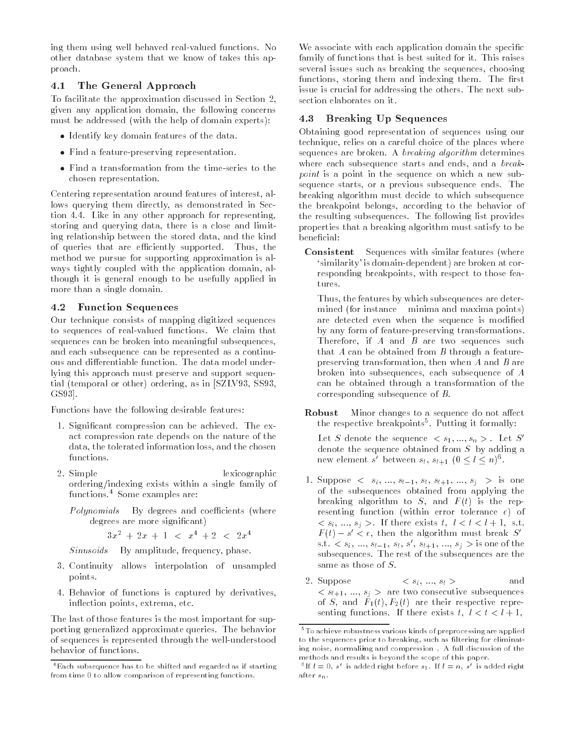ing them using well behaved real-valued functions. No other database system that we know of takes this approach.

### 4.1 The General Approach

To facilitate the approximation discussed in Section 2, given any application domain, the following concerns must be addressed (with the help of domain experts):

- Identify key domain features of the data.
- Find a feature-preserving representation.
- Find a transformation from the time-series to the chosen representation.

Centering representation around features of interest, allows querying them directly, as demonstrated in Section 4.4. Like in any other approach for representing, storing and querying data, there is a close and limiting relationship between the stored data, and the kind of queries that are efficiently supported. Thus, the method we pursue for supporting approximation is always tightly coupled with the application domain, although it is general enough to be usefully applied in more than a single domain.

### 4.2 Function Sequences

Our technique consists of mapping digitized sequences to sequences of real-valued functions. We claim that sequences can be broken into meaningful subsequences, and each subsequence can be represented as a continuous and differentiable function. The data model underlying this approach must preserve and support sequential (temporal or other) ordering, as in [SZLV93, SS93, GS93].

Functions have the following desirable features:

1. Significant compression can be achieved. The exact compression rate depends on the nature of the data, the tolerated information loss, and the chosen functions.
2. Simple lexicographic ordering/indexing exists within a single family of functions.[4] Some examples are:

   *Polynomials* By degrees and coefficients (where degrees are more significant)

   $$3x^2 + 2x + 1 < x^4 + 2 < 2x^4$$

   *Sinusoids* By amplitude, frequency, phase.
3. Continuity allows interpolation of unsampled points.
4. Behavior of functions is captured by derivatives, inflection points, extrema, etc.

The last of those features is the most important for supporting generalized approximate queries. The behavior of sequences is represented through the well-understood behavior of functions.

We associate with each application domain the specific family of functions that is best suited for it. This raises several issues such as breaking the sequences, choosing functions, storing them and indexing them. The first issue is crucial for addressing the others. The next subsection elaborates on it.

### 4.3 Breaking Up Sequences

Obtaining good representation of sequences using our technique, relies on a careful choice of the places where sequences are broken. A *breaking algorithm* determines where each subsequence starts and ends, and a *breakpoint* is a point in the sequence on which a new subsequence starts, or a previous subsequence ends. The breaking algorithm must decide to which subsequence the breakpoint belongs, according to the behavior of the resulting subsequences. The following list provides properties that a breaking algorithm must satisfy to be beneficial:

**Consistent** Sequences with similar features (where 'similarity' is domain-dependent) are broken at corresponding breakpoints, with respect to those features.

Thus, the features by which subsequences are determined (for instance minima and maxima points) are detected even when the sequence is modified by any form of feature-preserving transformations. Therefore, if $A$ and $B$ are two sequences such that $A$ can be obtained from $B$ through a feature-preserving transformation, then when $A$ and $B$ are broken into subsequences, each subsequence of $A$ can be obtained through a transformation of the corresponding subsequence of $B$.

**Robust** Minor changes to a sequence do not affect the respective breakpoints[5]. Putting it formally:

Let $S$ denote the sequence $< s_1, ..., s_n >$. Let $S'$ denote the sequence obtained from $S$ by adding a new element $s'$ between $s_l$, $s_{l+1}$ $(0 \leq l \leq n)$[6].

1. Suppose $< s_i, ..., s_{l-1}, s_l, s_{l+1}, ..., s_j >$ is one of the subsequences obtained from applying the breaking algorithm to $S$, and $F(t)$ is the representing function (within error tolerance $\epsilon$) of $< s_i, ..., s_j >$. If there exists $t$, $l < t < l+1$, s.t. $F(t) - s' < \epsilon$, then the algorithm must break $S'$ s.t. $< s_i, ..., s_{l-1}, s_l, s', s_{l+1}, ..., s_j >$ is one of the subsequences. The rest of the subsequences are the same as those of $S$.
2. Suppose $< s_i, ..., s_l >$ and $< s_{l+1}, ..., s_j >$ are two consecutive subsequences of $S$, and $F_1(t), F_2(t)$ are their respective representing functions. If there exists $t$, $l < t < l+1$,

---

[4] Each subsequence has to be shifted and regarded as if starting from time 0 to allow comparison of representing functions.

[5] To achieve robustness various kinds of preprocessing are applied to the sequences prior to breaking, such as filtering for eliminating noise, normalizing and compression . A full discussion of the methods and results is beyond the scope of this paper.

[6] If $l = 0$, $s'$ is added right before $s_1$. If $l = n$, $s'$ is added right after $s_n$.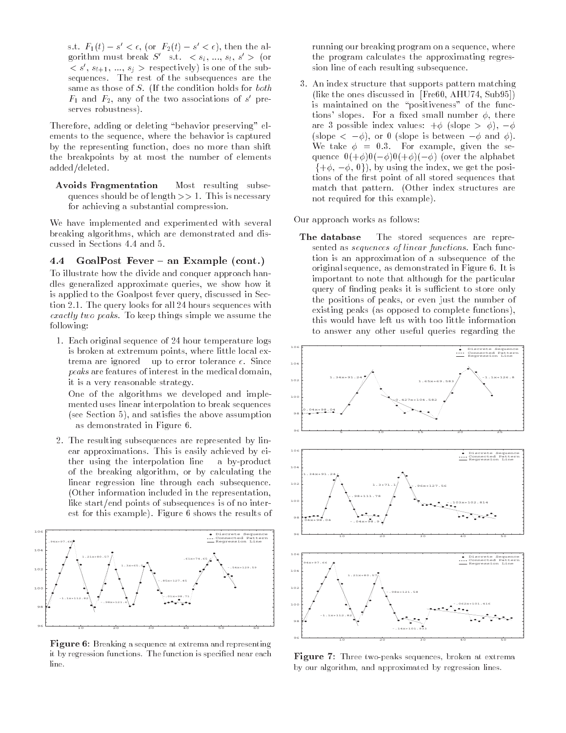s.t. $F_1(t) - s' < \epsilon$, (or $F_2(t) - s' < \epsilon$), then the algorithm must break $S'$ s.t. $< s_i, ..., s_l, s' >$ (or $< s', s_{l+1}, ..., s_j >$ respectively) is one of the subsequences. The rest of the subsequences are the same as those of $S$. (If the condition holds for *both* $F_1$ and $F_2$, any of the two associations of $s'$ preserves robustness).

Therefore, adding or deleting "behavior preserving" elements to the sequence, where the behavior is captured by the representing function, does no more than shift the breakpoints by at most the number of elements added/deleted.

**Avoids Fragmentation** Most resulting subsequences should be of length $>> 1$. This is necessary for achieving a substantial compression.

We have implemented and experimented with several breaking algorithms, which are demonstrated and discussed in Sections 4.4 and 5.

### 4.4 GoalPost Fever – an Example (cont.)

To illustrate how the divide and conquer approach handles generalized approximate queries, we show how it is applied to the Goalpost fever query, discussed in Section 2.1. The query looks for all 24 hours sequences with *exactly two peaks*. To keep things simple we assume the following:

1. Each original sequence of 24 hour temperature logs is broken at extremum points, where little local extrema are ignored up to error tolerance $\epsilon$. Since *peaks* are features of interest in the medical domain, it is a very reasonable strategy.

   One of the algorithms we developed and implemented uses linear interpolation to break sequences (see Section 5), and satisfies the above assumption as demonstrated in Figure 6.

2. The resulting subsequences are represented by linear approximations. This is easily achieved by either using the interpolation line a by-product of the breaking algorithm, or by calculating the linear regression line through each subsequence. (Other information included in the representation, like start/end points of subsequences is of no interest for this example). Figure 6 shows the results of running our breaking program on a sequence, where the program calculates the approximating regression line of each resulting subsequence.

3. An index structure that supports pattern matching (like the ones discussed in [Fre60, AHU74, Sub95]) is maintained on the "positiveness" of the functions' slopes. For a fixed small number $\phi$, there are 3 possible index values: $+\phi$ (slope $> \phi$), $-\phi$ (slope $< -\phi$), or 0 (slope is between $-\phi$ and $\phi$). We take $\phi = 0.3$. For example, given the sequence $0(+\phi)0(-\phi)0(+\phi)(-\phi)$ (over the alphabet $\{+\phi, -\phi, 0\}$), by using the index, we get the positions of the first point of all stored sequences that match that pattern. (Other index structures are not required for this example).

Figure 6: Breaking a sequence at extrema and representing it by regression functions. The function is specified near each line.

Our approach works as follows:

**The database** The stored sequences are represented as *sequences of linear functions*. Each function is an approximation of a subsequence of the original sequence, as demonstrated in Figure 6. It is important to note that although for the particular query of finding peaks it is sufficient to store only the positions of peaks, or even just the number of existing peaks (as opposed to complete functions), this would have left us with too little information to answer any other useful queries regarding the

Figure 7: Three two-peaks sequences, broken at extrema by our algorithm, and approximated by regression lines.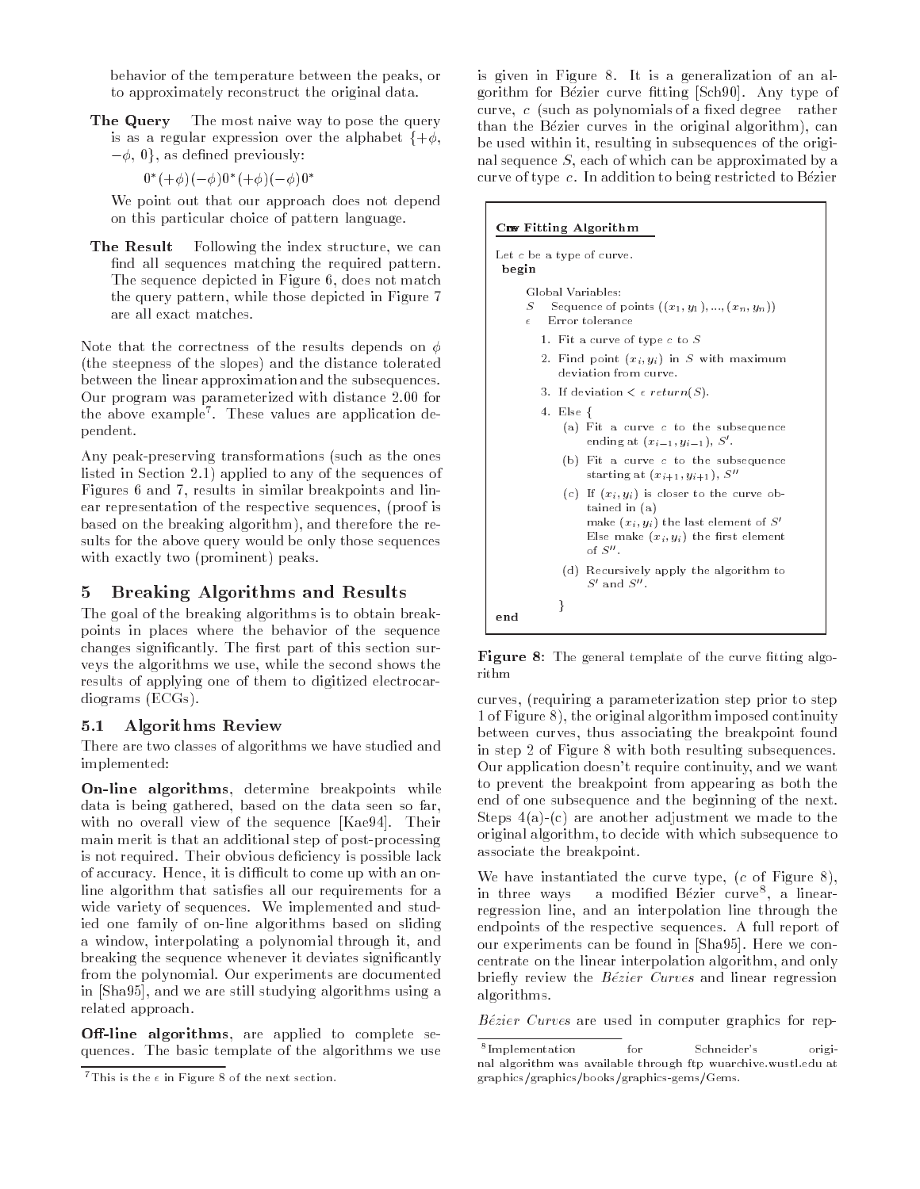behavior of the temperature between the peaks, or to approximately reconstruct the original data.

**The Query** The most naive way to pose the query is as a regular expression over the alphabet $\{+\phi, -\phi, 0\}$, as defined previously:

$$0^*(+\phi)(-\phi)0^*(+\phi)(-\phi)0^*$$

We point out that our approach does not depend on this particular choice of pattern language.

**The Result** Following the index structure, we can find all sequences matching the required pattern. The sequence depicted in Figure 6, does not match the query pattern, while those depicted in Figure 7 are all exact matches.

Note that the correctness of the results depends on $\phi$ (the steepness of the slopes) and the distance tolerated between the linear approximation and the subsequences. Our program was parameterized with distance 2.00 for the above example[7]. These values are application dependent.

Any peak-preserving transformations (such as the ones listed in Section 2.1) applied to any of the sequences of Figures 6 and 7, results in similar breakpoints and linear representation of the respective sequences, (proof is based on the breaking algorithm), and therefore the results for the above query would be only those sequences with exactly two (prominent) peaks.

## 5 Breaking Algorithms and Results

The goal of the breaking algorithms is to obtain breakpoints in places where the behavior of the sequence changes significantly. The first part of this section surveys the algorithms we use, while the second shows the results of applying one of them to digitized electrocardiograms (ECGs).

### 5.1 Algorithms Review

There are two classes of algorithms we have studied and implemented:

**On-line algorithms**, determine breakpoints while data is being gathered, based on the data seen so far, with no overall view of the sequence [Kae94]. Their main merit is that an additional step of post-processing is not required. Their obvious deficiency is possible lack of accuracy. Hence, it is difficult to come up with an on-line algorithm that satisfies all our requirements for a wide variety of sequences. We implemented and studied one family of on-line algorithms based on sliding a window, interpolating a polynomial through it, and breaking the sequence whenever it deviates significantly from the polynomial. Our experiments are documented in [Sha95], and we are still studying algorithms using a related approach.

**Off-line algorithms**, are applied to complete sequences. The basic template of the algorithms we use is given in Figure 8. It is a generalization of an algorithm for Bézier curve fitting [Sch90]. Any type of curve, $c$ (such as polynomials of a fixed degree rather than the Bézier curves in the original algorithm), can be used within it, resulting in subsequences of the original sequence $S$, each of which can be approximated by a curve of type $c$. In addition to being restricted to Bézier

**Curve Fitting Algorithm**

Let $c$ be a type of curve.
**begin**

Global Variables:
$S$ Sequence of points $((x_1, y_1), ..., (x_n, y_n))$
$\epsilon$ Error tolerance

1. Fit a curve of type $c$ to $S$
2. Find point $(x_i, y_i)$ in $S$ with maximum deviation from curve.
3. If deviation $< \epsilon$ *return*$(S)$.
4. Else {
   (a) Fit a curve $c$ to the subsequence ending at $(x_{i-1}, y_{i-1})$, $S'$.
   (b) Fit a curve $c$ to the subsequence starting at $(x_{i+1}, y_{i+1})$, $S''$
   (c) If $(x_i, y_i)$ is closer to the curve obtained in (a) make $(x_i, y_i)$ the last element of $S'$ Else make $(x_i, y_i)$ the first element of $S''$.
   (d) Recursively apply the algorithm to $S'$ and $S''$.

   }

**end**

**Figure 8**: The general template of the curve fitting algorithm

curves, (requiring a parameterization step prior to step 1 of Figure 8), the original algorithm imposed continuity between curves, thus associating the breakpoint found in step 2 of Figure 8 with both resulting subsequences. Our application doesn't require continuity, and we want to prevent the breakpoint from appearing as both the end of one subsequence and the beginning of the next. Steps 4(a)-(c) are another adjustment we made to the original algorithm, to decide with which subsequence to associate the breakpoint.

We have instantiated the curve type, ($c$ of Figure 8), in three ways a modified Bézier curve[8], a linear-regression line, and an interpolation line through the endpoints of the respective sequences. A full report of our experiments can be found in [Sha95]. Here we concentrate on the linear interpolation algorithm, and only briefly review the *Bézier Curves* and linear regression algorithms.

*Bézier Curves* are used in computer graphics for rep-

[7] This is the $\epsilon$ in Figure 8 of the next section.

[8] Implementation for Schneider's original algorithm was available through ftp wuarchive.wustl.edu at graphics/graphics/books/graphics-gems/Gems.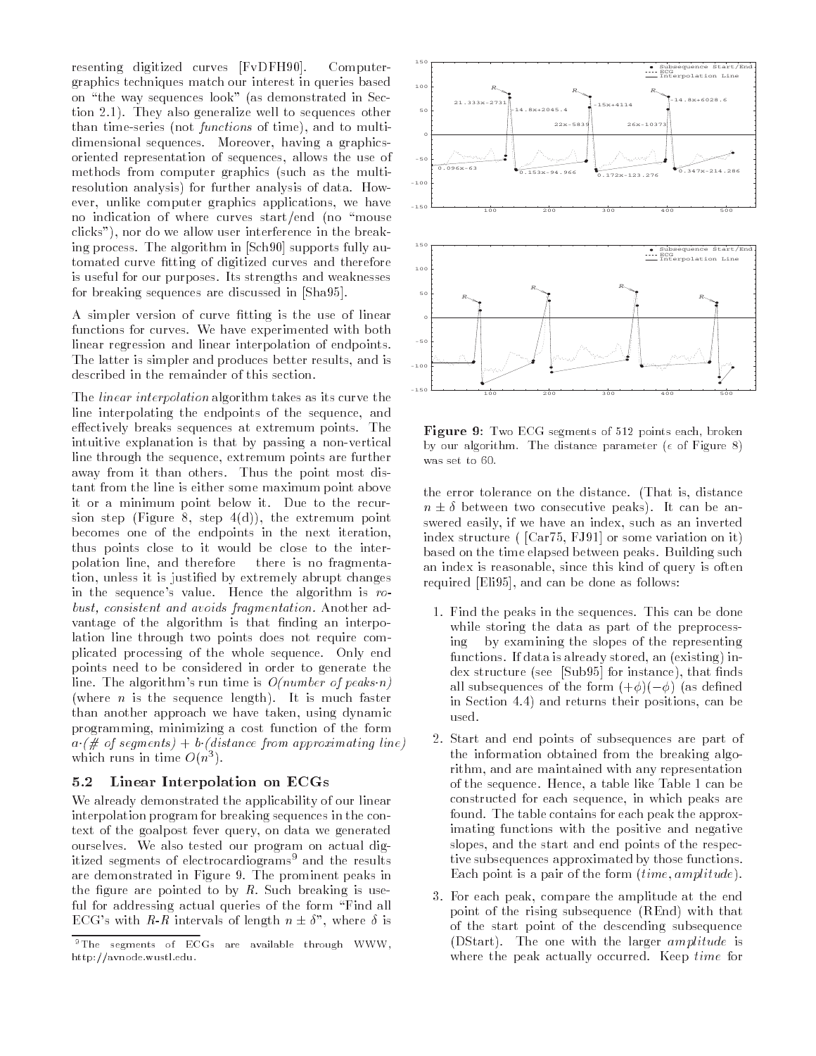resenting digitized curves [FvDFH90]. Computer-graphics techniques match our interest in queries based on "the way sequences look" (as demonstrated in Section 2.1). They also generalize well to sequences other than time-series (not *functions* of time), and to multi-dimensional sequences. Moreover, having a graphics-oriented representation of sequences, allows the use of methods from computer graphics (such as the multi-resolution analysis) for further analysis of data. However, unlike computer graphics applications, we have no indication of where curves start/end (no "mouse clicks"), nor do we allow user interference in the breaking process. The algorithm in [Sch90] supports fully automated curve fitting of digitized curves and therefore is useful for our purposes. Its strengths and weaknesses for breaking sequences are discussed in [Sha95].

A simpler version of curve fitting is the use of linear functions for curves. We have experimented with both linear regression and linear interpolation of endpoints. The latter is simpler and produces better results, and is described in the remainder of this section.

The *linear interpolation* algorithm takes as its curve the line interpolating the endpoints of the sequence, and effectively breaks sequences at extremum points. The intuitive explanation is that by passing a non-vertical line through the sequence, extremum points are further away from it than others. Thus the point most distant from the line is either some maximum point above it or a minimum point below it. Due to the recursion step (Figure 8, step 4(d)), the extremum point becomes one of the endpoints in the next iteration, thus points close to it would be close to the interpolation line, and therefore there is no fragmentation, unless it is justified by extremely abrupt changes in the sequence's value. Hence the algorithm is *robust, consistent and avoids fragmentation.* Another advantage of the algorithm is that finding an interpolation line through two points does not require complicated processing of the whole sequence. Only end points need to be considered in order to generate the line. The algorithm's run time is *O(number of peaks·n)* (where $n$ is the sequence length). It is much faster than another approach we have taken, using dynamic programming, minimizing a cost function of the form *a·(# of segments) + b·(distance from approximating line)* which runs in time $O(n^3)$.

### 5.2 Linear Interpolation on ECGs

We already demonstrated the applicability of our linear interpolation program for breaking sequences in the context of the goalpost fever query, on data we generated ourselves. We also tested our program on actual digitized segments of electrocardiograms[9] and the results are demonstrated in Figure 9. The prominent peaks in the figure are pointed to by *R*. Such breaking is useful for addressing actual queries of the form "Find all ECG's with *R*-*R* intervals of length $n \pm \delta$", where $\delta$ is the error tolerance on the distance. (That is, distance $n \pm \delta$ between two consecutive peaks). It can be answered easily, if we have an index, such as an inverted index structure ( [Car75, FJ91] or some variation on it) based on the time elapsed between peaks. Building such an index is reasonable, since this kind of query is often required [Eli95], and can be done as follows:

[9] The segments of ECGs are available through WWW, http://avnode.wustl.edu.

**Figure 9:** Two ECG segments of 512 points each, broken by our algorithm. The distance parameter ($\epsilon$ of Figure 8) was set to 60.

1. Find the peaks in the sequences. This can be done while storing the data as part of the preprocessing by examining the slopes of the representing functions. If data is already stored, an (existing) index structure (see [Sub95] for instance), that finds all subsequences of the form $(+\phi)(-\phi)$ (as defined in Section 4.4) and returns their positions, can be used.
2. Start and end points of subsequences are part of the information obtained from the breaking algorithm, and are maintained with any representation of the sequence. Hence, a table like Table 1 can be constructed for each sequence, in which peaks are found. The table contains for each peak the approximating functions with the positive and negative slopes, and the start and end points of the respective subsequences approximated by those functions. Each point is a pair of the form (*time, amplitude*).
3. For each peak, compare the amplitude at the end point of the rising subsequence (REnd) with that of the start point of the descending subsequence (DStart). The one with the larger *amplitude* is where the peak actually occurred. Keep *time* for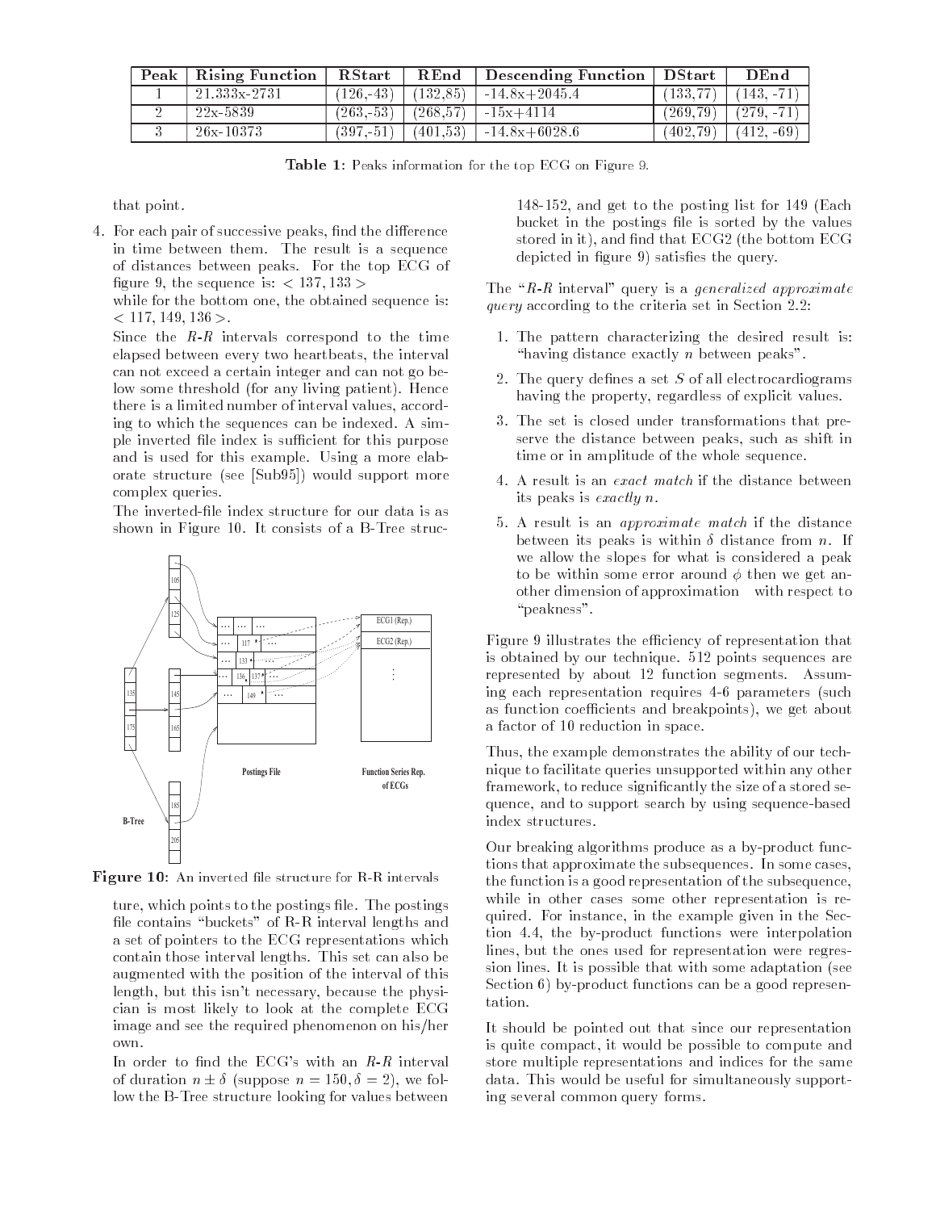| Peak | Rising Function | RStart | REnd | Descending Function | DStart | DEnd |
|---|---|---|---|---|---|---|
| 1 | 21.333x-2731 | (126,-43) | (132,85) | -14.8x+2045.4 | (133,77) | (143, -71) |
| 2 | 22x-5839 | (263,-53) | (268,57) | -15x+4114 | (269,79) | (279, -71) |
| 3 | 26x-10373 | (397,-51) | (401,53) | -14.8x+6028.6 | (402,79) | (412, -69) |

**Table 1:** Peaks information for the top ECG on Figure 9.

that point.

4. For each pair of successive peaks, find the difference in time between them. The result is a sequence of distances between peaks. For the top ECG of figure 9, the sequence is: $< 137, 133 >$
   while for the bottom one, the obtained sequence is: $< 117, 149, 136 >$.
   Since the *R-R* intervals correspond to the time elapsed between every two heartbeats, the interval can not exceed a certain integer and can not go below some threshold (for any living patient). Hence there is a limited number of interval values, according to which the sequences can be indexed. A simple inverted file index is sufficient for this purpose and is used for this example. Using a more elaborate structure (see [Sub95]) would support more complex queries.
   The inverted-file index structure for our data is as shown in Figure 10. It consists of a B-Tree structure, which points to the postings file. The postings file contains "buckets" of R-R interval lengths and a set of pointers to the ECG representations which contain those interval lengths. This set can also be augmented with the position of the interval of this length, but this isn't necessary, because the physician is most likely to look at the complete ECG image and see the required phenomenon on his/her own.
   In order to find the ECG's with an *R-R* interval of duration $n \pm \delta$ (suppose $n = 150, \delta = 2$), we follow the B-Tree structure looking for values between 148-152, and get to the posting list for 149 (Each bucket in the postings file is sorted by the values stored in it), and find that ECG2 (the bottom ECG depicted in figure 9) satisfies the query.

**Figure 10:** An inverted file structure for R-R intervals

The "*R-R* interval" query is a *generalized approximate query* according to the criteria set in Section 2.2:

1. The pattern characterizing the desired result is: "having distance exactly $n$ between peaks".
2. The query defines a set $S$ of all electrocardiograms having the property, regardless of explicit values.
3. The set is closed under transformations that preserve the distance between peaks, such as shift in time or in amplitude of the whole sequence.
4. A result is an *exact match* if the distance between its peaks is *exactly* $n$.
5. A result is an *approximate match* if the distance between its peaks is within $\delta$ distance from $n$. If we allow the slopes for what is considered a peak to be within some error around $\phi$ then we get another dimension of approximation with respect to "peakness".

Figure 9 illustrates the efficiency of representation that is obtained by our technique. 512 points sequences are represented by about 12 function segments. Assuming each representation requires 4-6 parameters (such as function coefficients and breakpoints), we get about a factor of 10 reduction in space.

Thus, the example demonstrates the ability of our technique to facilitate queries unsupported within any other framework, to reduce significantly the size of a stored sequence, and to support search by using sequence-based index structures.

Our breaking algorithms produce as a by-product functions that approximate the subsequences. In some cases, the function is a good representation of the subsequence, while in other cases some other representation is required. For instance, in the example given in the Section 4.4, the by-product functions were interpolation lines, but the ones used for representation were regression lines. It is possible that with some adaptation (see Section 6) by-product functions can be a good representation.

It should be pointed out that since our representation is quite compact, it would be possible to compute and store multiple representations and indices for the same data. This would be useful for simultaneously supporting several common query forms.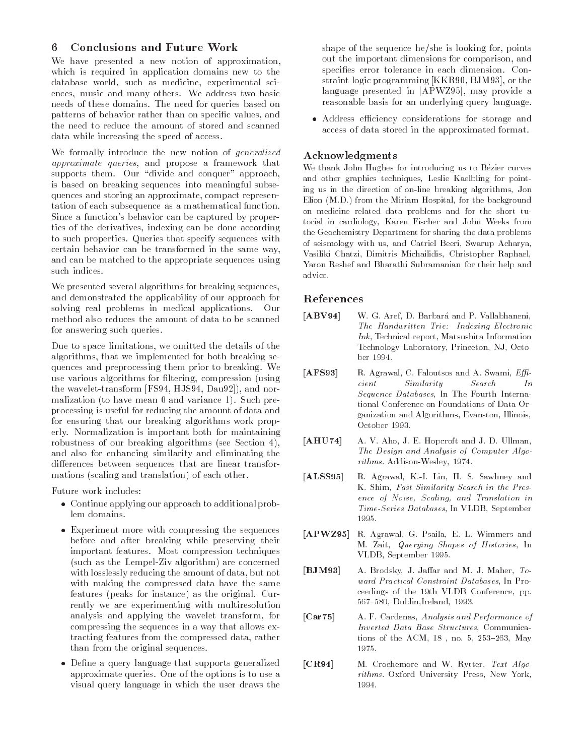## 6 Conclusions and Future Work

We have presented a new notion of approximation, which is required in application domains new to the database world, such as medicine, experimental sciences, music and many others. We address two basic needs of these domains. The need for queries based on patterns of behavior rather than on specific values, and the need to reduce the amount of stored and scanned data while increasing the speed of access.

We formally introduce the new notion of *generalized approximate queries*, and propose a framework that supports them. Our "divide and conquer" approach, is based on breaking sequences into meaningful subsequences and storing an approximate, compact representation of each subsequence as a mathematical function. Since a function's behavior can be captured by properties of the derivatives, indexing can be done according to such properties. Queries that specify sequences with certain behavior can be transformed in the same way, and can be matched to the appropriate sequences using such indices.

We presented several algorithms for breaking sequences, and demonstrated the applicability of our approach for solving real problems in medical applications. Our method also reduces the amount of data to be scanned for answering such queries.

Due to space limitations, we omitted the details of the algorithms, that we implemented for both breaking sequences and preprocessing them prior to breaking. We use various algorithms for filtering, compression (using the wavelet-transform [FS94, HJS94, Dau92]), and normalization (to have mean 0 and variance 1). Such preprocessing is useful for reducing the amount of data and for ensuring that our breaking algorithms work properly. Normalization is important both for maintaining robustness of our breaking algorithms (see Section 4), and also for enhancing similarity and eliminating the differences between sequences that are linear transformations (scaling and translation) of each other.

Future work includes:

- Continue applying our approach to additional problem domains.
- Experiment more with compressing the sequences before and after breaking while preserving their important features. Most compression techniques (such as the Lempel-Ziv algorithm) are concerned with losslessly reducing the amount of data, but not with making the compressed data have the same features (peaks for instance) as the original. Currently we are experimenting with multiresolution analysis and applying the wavelet transform, for compressing the sequences in a way that allows extracting features from the compressed data, rather than from the original sequences.
- Define a query language that supports generalized approximate queries. One of the options is to use a visual query language in which the user draws the shape of the sequence he/she is looking for, points out the important dimensions for comparison, and specifies error tolerance in each dimension. Constraint logic programming [KKR90, BJM93], or the language presented in [APWZ95], may provide a reasonable basis for an underlying query language.
- Address efficiency considerations for storage and access of data stored in the approximated format.

### Acknowledgments

We thank John Hughes for introducing us to Bézier curves and other graphics techniques, Leslie Kaelbling for pointing us in the direction of on-line breaking algorithms, Jon Elion (M.D.) from the Miriam Hospital, for the background on medicine related data problems and for the short tutorial in cardiology, Karen Fischer and John Weeks from the Geochemistry Department for sharing the data problems of seismology with us, and Catriel Beeri, Swarup Acharya, Vasiliki Chatzi, Dimitris Michailidis, Christopher Raphael, Yaron Reshef and Bharathi Subramanian for their help and advice.

## References

**[ABV94]** W. G. Aref, D. Barbará and P. Vallabhaneni, *The Handwritten Trie: Indexing Electronic Ink*, Technical report, Matsushita Information Technology Laboratory, Princeton, NJ, October 1994.

**[AFS93]** R. Agrawal, C. Faloutsos and A. Swami, *Efficient Similarity Search In Sequence Databases*, In The Fourth International Conference on Foundations of Data Organization and Algorithms, Evanston, Illinois, October 1993.

**[AHU74]** A. V. Aho, J. E. Hopcroft and J. D. Ullman, *The Design and Analysis of Computer Algorithms*. Addison-Wesley, 1974.

**[ALSS95]** R. Agrawal, K.-I. Lin, H. S. Sawhney and K. Shim, *Fast Similarity Search in the Presence of Noise, Scaling, and Translation in Time-Series Databases*, In VLDB, September 1995.

**[APWZ95]** R. Agrawal, G. Psaila, E. L. Wimmers and M. Zait, *Querying Shapes of Histories*, In VLDB, September 1995.

**[BJM93]** A. Brodsky, J. Jaffar and M. J. Maher, *Toward Practical Constraint Databases*, In Proceedings of the 19th VLDB Conference, pp. 567–580, Dublin,Ireland, 1993.

**[Car75]** A. F. Cardenas, *Analysis and Performance of Inverted Data Base Structures*, Communications of the ACM, 18 , no. 5, 253–263, May 1975.

**[CR94]** M. Crochemore and W. Rytter, *Text Algorithms*. Oxford University Press, New York, 1994.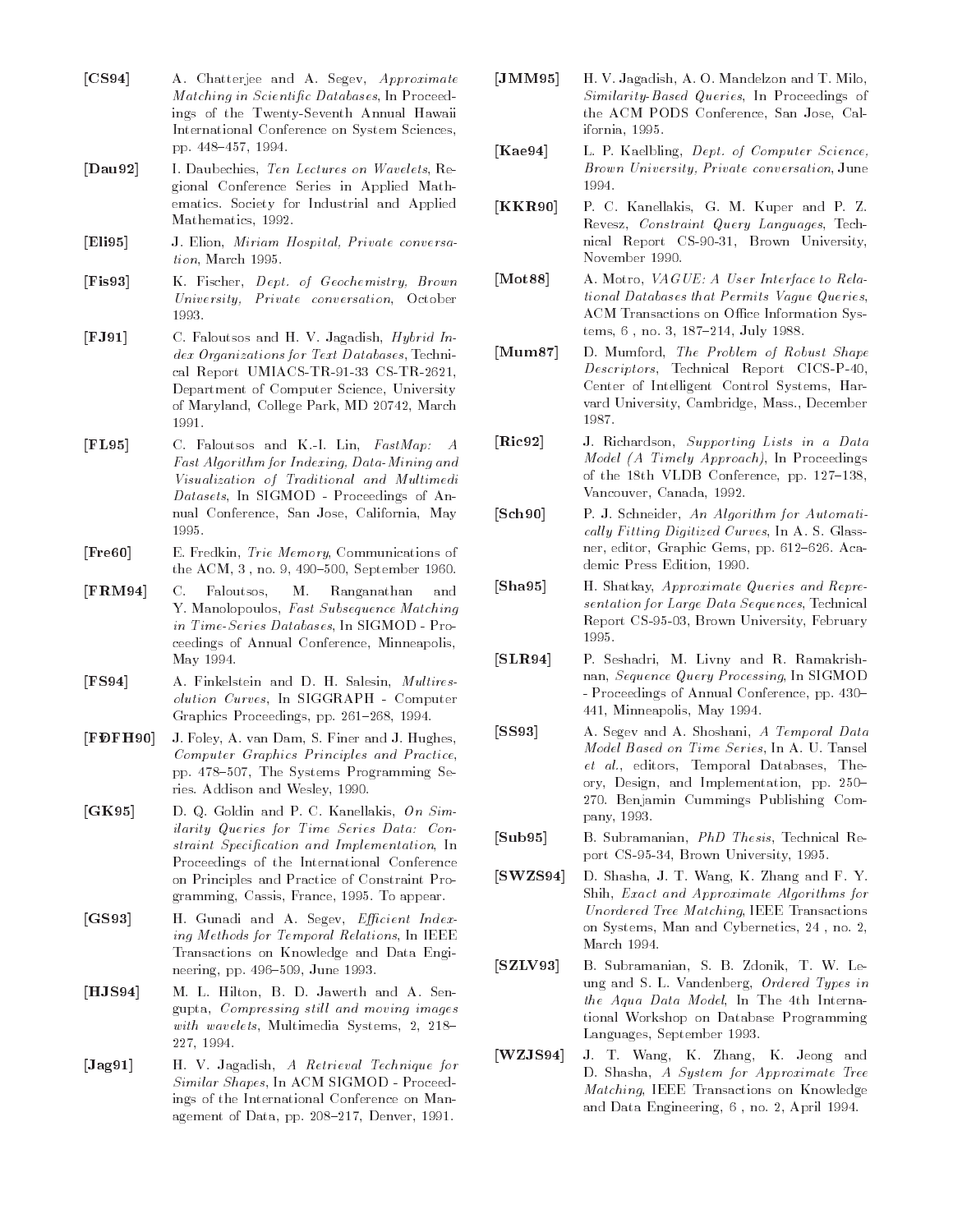**[CS94]** A. Chatterjee and A. Segev, *Approximate Matching in Scientific Databases*, In Proceedings of the Twenty-Seventh Annual Hawaii International Conference on System Sciences, pp. 448–457, 1994.

**[Dau92]** I. Daubechies, *Ten Lectures on Wavelets*, Regional Conference Series in Applied Mathematics. Society for Industrial and Applied Mathematics, 1992.

**[Eli95]** J. Elion, *Miriam Hospital, Private conversation*, March 1995.

**[Fis93]** K. Fischer, *Dept. of Geochemistry, Brown University, Private conversation*, October 1993.

**[FJ91]** C. Faloutsos and H. V. Jagadish, *Hybrid Index Organizations for Text Databases*, Technical Report UMIACS-TR-91-33 CS-TR-2621, Department of Computer Science, University of Maryland, College Park, MD 20742, March 1991.

**[FL95]** C. Faloutsos and K.-I. Lin, *FastMap: A Fast Algorithm for Indexing, Data-Mining and Visualization of Traditional and Multimedi Datasets*, In SIGMOD - Proceedings of Annual Conference, San Jose, California, May 1995.

**[Fre60]** E. Fredkin, *Trie Memory*, Communications of the ACM, 3 , no. 9, 490–500, September 1960.

**[FRM94]** C. Faloutsos, M. Ranganathan and Y. Manolopoulos, *Fast Subsequence Matching in Time-Series Databases*, In SIGMOD - Proceedings of Annual Conference, Minneapolis, May 1994.

**[FS94]** A. Finkelstein and D. H. Salesin, *Multiresolution Curves*, In SIGGRAPH - Computer Graphics Proceedings, pp. 261–268, 1994.

**[FDFH90]** J. Foley, A. van Dam, S. Finer and J. Hughes, *Computer Graphics Principles and Practice*, pp. 478–507, The Systems Programming Series. Addison and Wesley, 1990.

**[GK95]** D. Q. Goldin and P. C. Kanellakis, *On Similarity Queries for Time Series Data: Constraint Specification and Implementation*, In Proceedings of the International Conference on Principles and Practice of Constraint Programming, Cassis, France, 1995. To appear.

**[GS93]** H. Gunadi and A. Segev, *Efficient Indexing Methods for Temporal Relations*, In IEEE Transactions on Knowledge and Data Engineering, pp. 496–509, June 1993.

**[HJS94]** M. L. Hilton, B. D. Jawerth and A. Sengupta, *Compressing still and moving images with wavelets*, Multimedia Systems, 2, 218–227, 1994.

**[Jag91]** H. V. Jagadish, *A Retrieval Technique for Similar Shapes*, In ACM SIGMOD - Proceedings of the International Conference on Management of Data, pp. 208–217, Denver, 1991.

**[JMM95]** H. V. Jagadish, A. O. Mandelzon and T. Milo, *Similarity-Based Queries*, In Proceedings of the ACM PODS Conference, San Jose, California, 1995.

**[Kae94]** L. P. Kaelbling, *Dept. of Computer Science, Brown University, Private conversation*, June 1994.

**[KKR90]** P. C. Kanellakis, G. M. Kuper and P. Z. Revesz, *Constraint Query Languages*, Technical Report CS-90-31, Brown University, November 1990.

**[Mot88]** A. Motro, *VAGUE: A User Interface to Relational Databases that Permits Vague Queries*, ACM Transactions on Office Information Systems, 6 , no. 3, 187–214, July 1988.

**[Mum87]** D. Mumford, *The Problem of Robust Shape Descriptors*, Technical Report CICS-P-40, Center of Intelligent Control Systems, Harvard University, Cambridge, Mass., December 1987.

**[Ric92]** J. Richardson, *Supporting Lists in a Data Model (A Timely Approach)*, In Proceedings of the 18th VLDB Conference, pp. 127–138, Vancouver, Canada, 1992.

**[Sch90]** P. J. Schneider, *An Algorithm for Automatically Fitting Digitized Curves*, In A. S. Glassner, editor, Graphic Gems, pp. 612–626. Academic Press Edition, 1990.

**[Sha95]** H. Shatkay, *Approximate Queries and Representation for Large Data Sequences*, Technical Report CS-95-03, Brown University, February 1995.

**[SLR94]** P. Seshadri, M. Livny and R. Ramakrishnan, *Sequence Query Processing*, In SIGMOD - Proceedings of Annual Conference, pp. 430–441, Minneapolis, May 1994.

**[SS93]** A. Segev and A. Shoshani, *A Temporal Data Model Based on Time Series*, In A. U. Tansel *et al.*, editors, Temporal Databases, Theory, Design, and Implementation, pp. 250–270. Benjamin Cummings Publishing Company, 1993.

**[Sub95]** B. Subramanian, *PhD Thesis*, Technical Report CS-95-34, Brown University, 1995.

**[SWZS94]** D. Shasha, J. T. Wang, K. Zhang and F. Y. Shih, *Exact and Approximate Algorithms for Unordered Tree Matching*, IEEE Transactions on Systems, Man and Cybernetics, 24 , no. 2, March 1994.

**[SZLV93]** B. Subramanian, S. B. Zdonik, T. W. Leung and S. L. Vandenberg, *Ordered Types in the Aqua Data Model*, In The 4th International Workshop on Database Programming Languages, September 1993.

**[WZJS94]** J. T. Wang, K. Zhang, K. Jeong and D. Shasha, *A System for Approximate Tree Matching*, IEEE Transactions on Knowledge and Data Engineering, 6 , no. 2, April 1994.